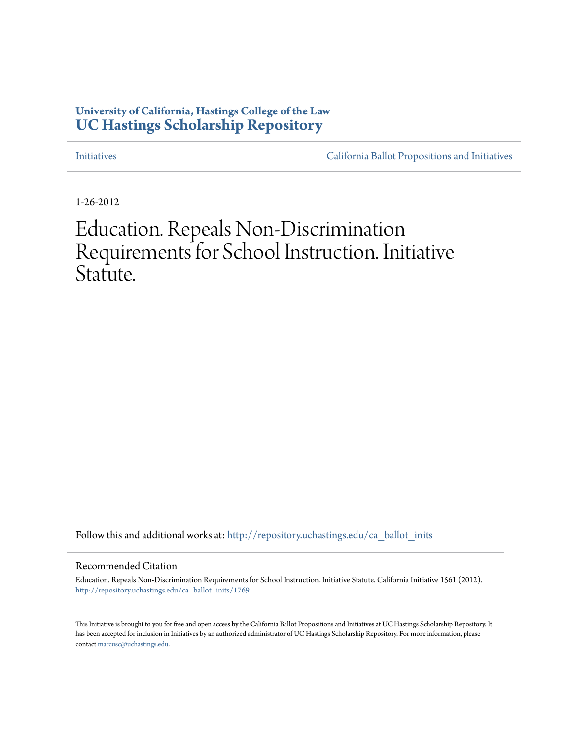University of California, Hastings College of the Law
# UC Hastings Scholarship Repository

Initiatives | California Ballot Propositions and Initiatives

1-26-2012

# Education. Repeals Non-Discrimination Requirements for School Instruction. Initiative Statute.

Follow this and additional works at: http://repository.uchastings.edu/ca_ballot_inits

## Recommended Citation

Education. Repeals Non-Discrimination Requirements for School Instruction. Initiative Statute. California Initiative 1561 (2012).
http://repository.uchastings.edu/ca_ballot_inits/1769

This Initiative is brought to you for free and open access by the California Ballot Propositions and Initiatives at UC Hastings Scholarship Repository. It has been accepted for inclusion in Initiatives by an authorized administrator of UC Hastings Scholarship Repository. For more information, please contact marcusc@uchastings.edu.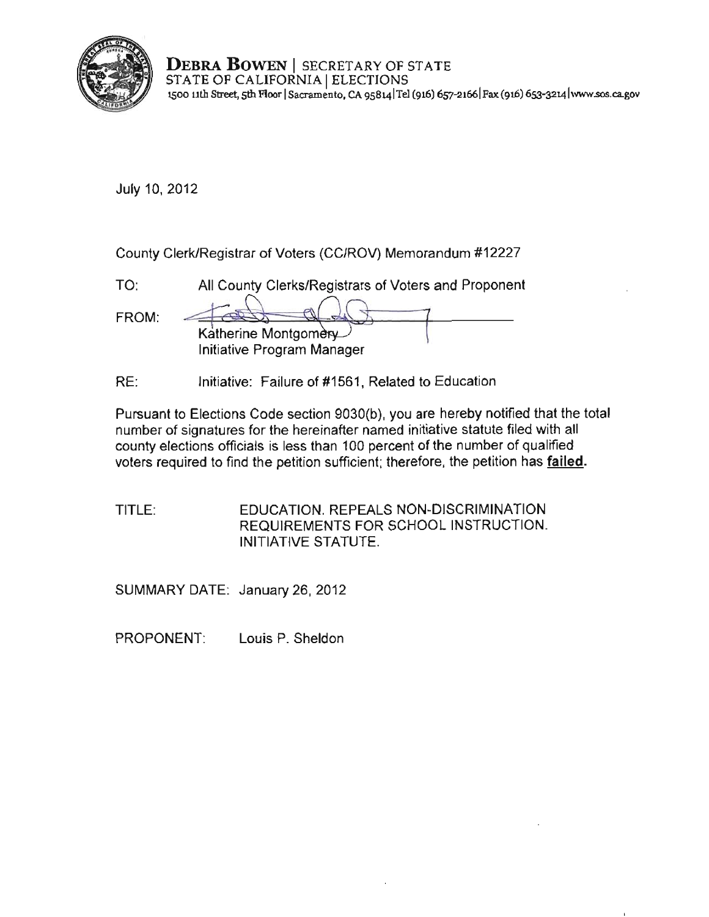**DEBRA BOWEN** | SECRETARY OF STATE
STATE OF CALIFORNIA | ELECTIONS
1500 11th Street, 5th Floor | Sacramento, CA 95814 | Tel (916) 657-2166 | Fax (916) 653-3214 | www.sos.ca.gov

July 10, 2012

County Clerk/Registrar of Voters (CC/ROV) Memorandum #12227

TO: All County Clerks/Registrars of Voters and Proponent

FROM: Katherine Montgomery
Initiative Program Manager

RE: Initiative: Failure of #1561, Related to Education

Pursuant to Elections Code section 9030(b), you are hereby notified that the total number of signatures for the hereinafter named initiative statute filed with all county elections officials is less than 100 percent of the number of qualified voters required to find the petition sufficient; therefore, the petition has **failed**.

TITLE: EDUCATION. REPEALS NON-DISCRIMINATION REQUIREMENTS FOR SCHOOL INSTRUCTION. INITIATIVE STATUTE.

SUMMARY DATE: January 26, 2012

PROPONENT: Louis P. Sheldon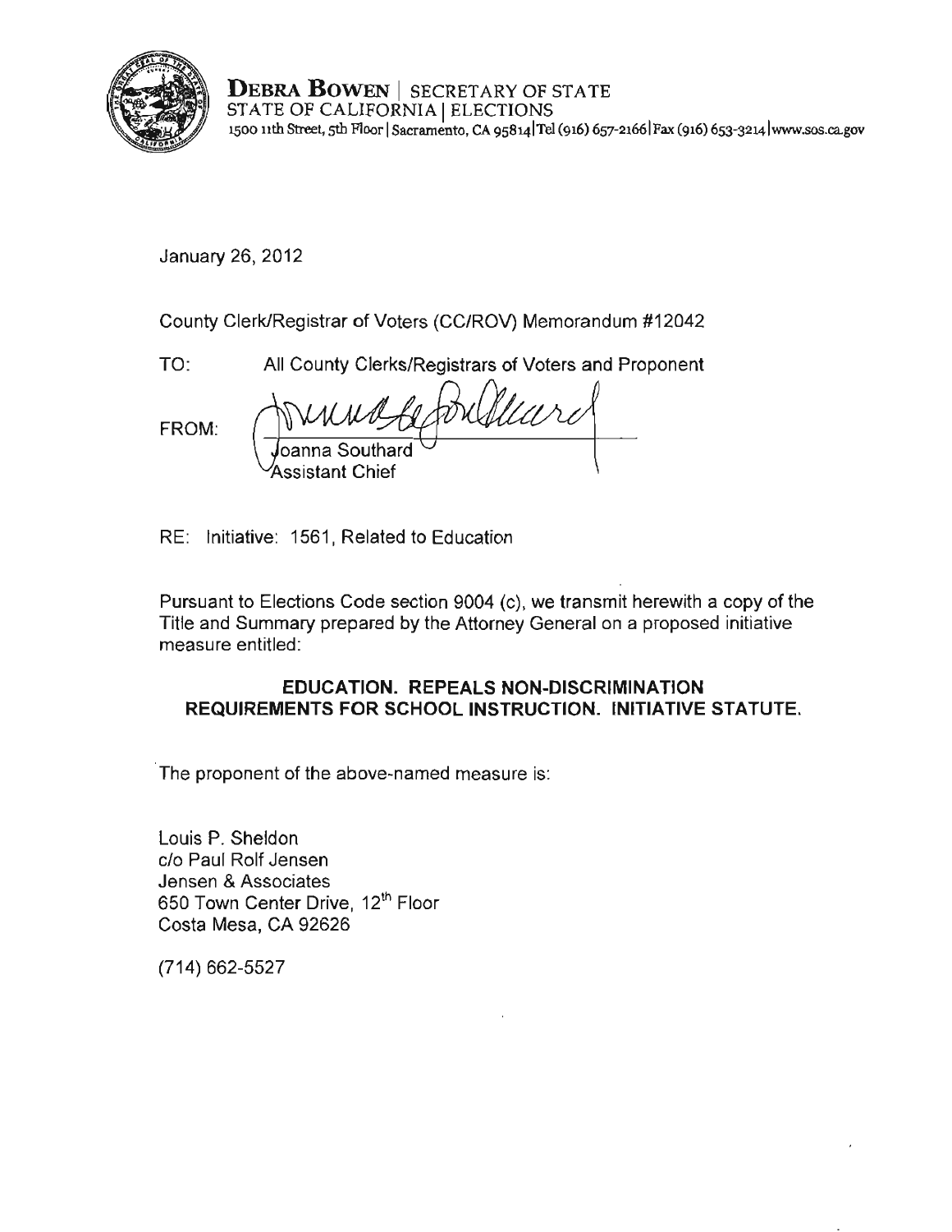**DEBRA BOWEN** | SECRETARY OF STATE
STATE OF CALIFORNIA | ELECTIONS
1500 11th Street, 5th Floor | Sacramento, CA 95814 | Tel (916) 657-2166 | Fax (916) 653-3214 | www.sos.ca.gov

January 26, 2012

County Clerk/Registrar of Voters (CC/ROV) Memorandum #12042

TO: All County Clerks/Registrars of Voters and Proponent

FROM: Joanna Southard
Assistant Chief

RE: Initiative: 1561, Related to Education

Pursuant to Elections Code section 9004 (c), we transmit herewith a copy of the Title and Summary prepared by the Attorney General on a proposed initiative measure entitled:

**EDUCATION. REPEALS NON-DISCRIMINATION REQUIREMENTS FOR SCHOOL INSTRUCTION. INITIATIVE STATUTE.**

The proponent of the above-named measure is:

Louis P. Sheldon
c/o Paul Rolf Jensen
Jensen & Associates
650 Town Center Drive, 12th Floor
Costa Mesa, CA 92626

(714) 662-5527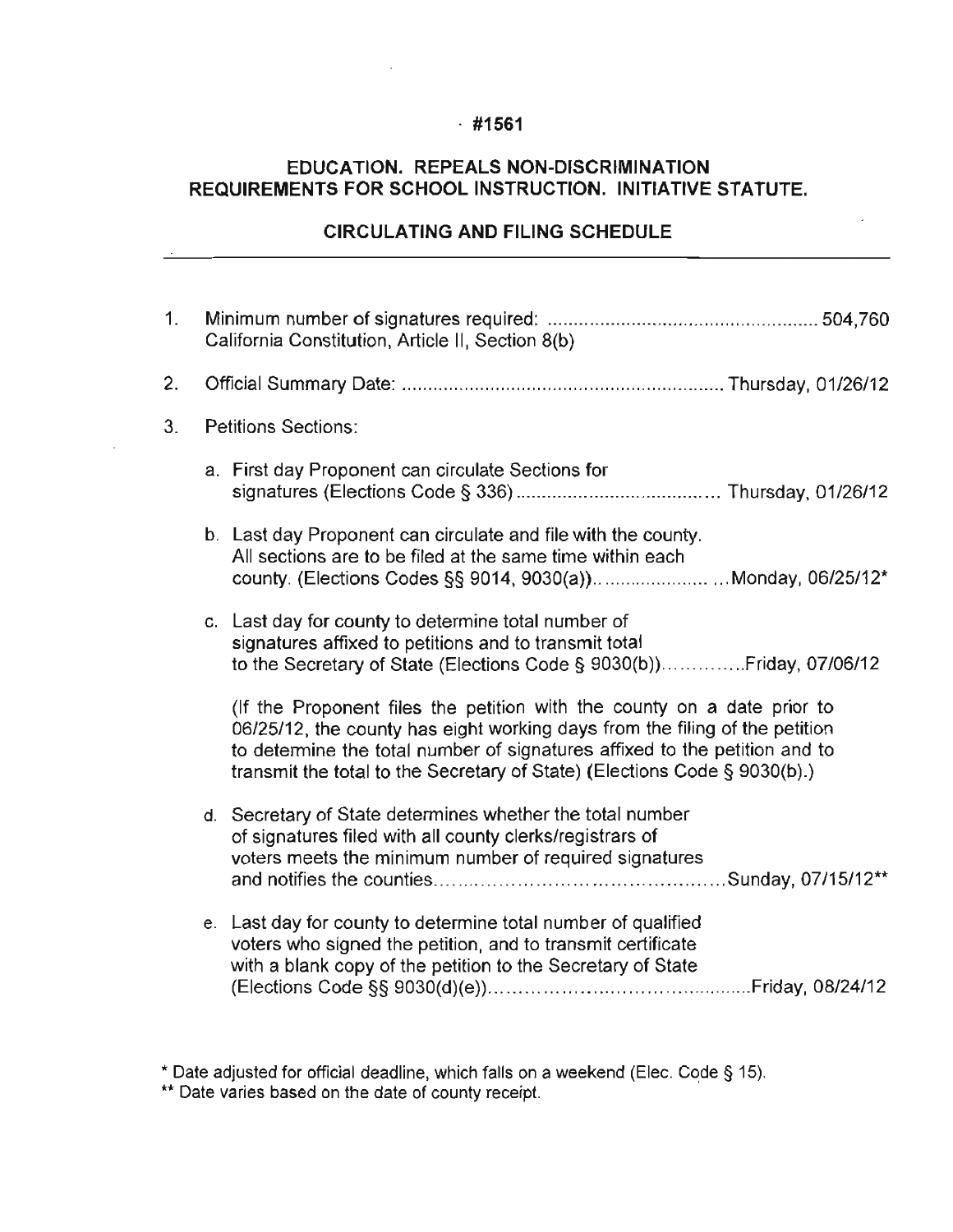**#1561**

## EDUCATION. REPEALS NON-DISCRIMINATION REQUIREMENTS FOR SCHOOL INSTRUCTION. INITIATIVE STATUTE.

### CIRCULATING AND FILING SCHEDULE

1. Minimum number of signatures required: .................................................... 504,760
   California Constitution, Article II, Section 8(b)

2. Official Summary Date: ............................................................ Thursday, 01/26/12

3. Petitions Sections:

   a. First day Proponent can circulate Sections for signatures (Elections Code § 336) ....................................... Thursday, 01/26/12

   b. Last day Proponent can circulate and file with the county. All sections are to be filed at the same time within each county. (Elections Codes §§ 9014, 9030(a)).. .................... ...Monday, 06/25/12*

   c. Last day for county to determine total number of signatures affixed to petitions and to transmit total to the Secretary of State (Elections Code § 9030(b))..............Friday, 07/06/12

      (If the Proponent files the petition with the county on a date prior to 06/25/12, the county has eight working days from the filing of the petition to determine the total number of signatures affixed to the petition and to transmit the total to the Secretary of State) (Elections Code § 9030(b).)

   d. Secretary of State determines whether the total number of signatures filed with all county clerks/registrars of voters meets the minimum number of required signatures and notifies the counties..............................................Sunday, 07/15/12**

   e. Last day for county to determine total number of qualified voters who signed the petition, and to transmit certificate with a blank copy of the petition to the Secretary of State (Elections Code §§ 9030(d)(e))...............................................Friday, 08/24/12

\* Date adjusted for official deadline, which falls on a weekend (Elec. Code § 15).

\** Date varies based on the date of county receipt.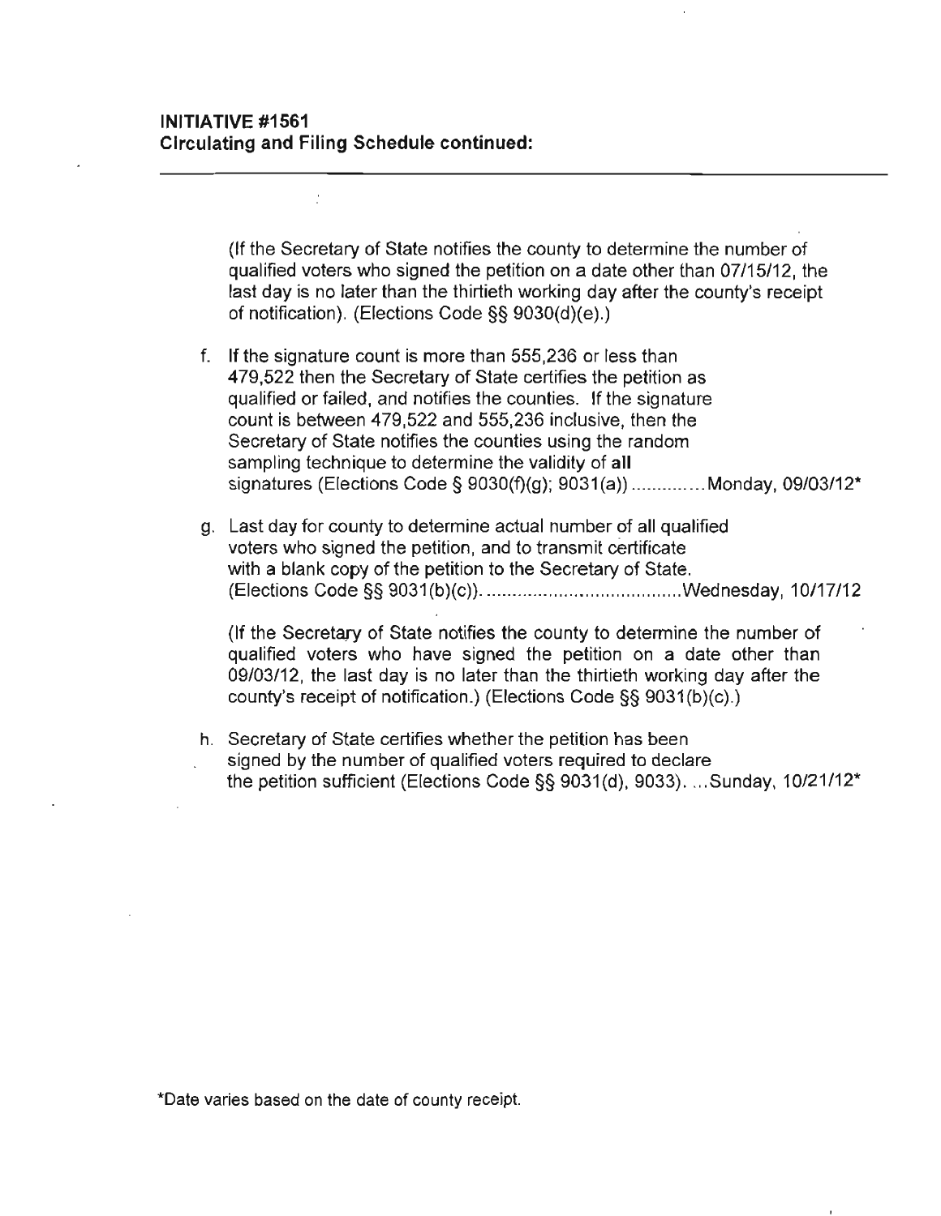**INITIATIVE #1561**
**Circulating and Filing Schedule continued:**

---

(If the Secretary of State notifies the county to determine the number of qualified voters who signed the petition on a date other than 07/15/12, the last day is no later than the thirtieth working day after the county's receipt of notification). (Elections Code §§ 9030(d)(e).)

f. If the signature count is more than 555,236 or less than 479,522 then the Secretary of State certifies the petition as qualified or failed, and notifies the counties. If the signature count is between 479,522 and 555,236 inclusive, then the Secretary of State notifies the counties using the random sampling technique to determine the validity of **all** signatures (Elections Code § 9030(f)(g); 9031(a)) .............Monday, 09/03/12*

g. Last day for county to determine actual number of all qualified voters who signed the petition, and to transmit certificate with a blank copy of the petition to the Secretary of State. (Elections Code §§ 9031(b)(c)). ......................................Wednesday, 10/17/12

   (If the Secretary of State notifies the county to determine the number of qualified voters who have signed the petition on a date other than 09/03/12, the last day is no later than the thirtieth working day after the county's receipt of notification.) (Elections Code §§ 9031(b)(c).)

h. Secretary of State certifies whether the petition has been signed by the number of qualified voters required to declare the petition sufficient (Elections Code §§ 9031(d), 9033). ...Sunday, 10/21/12*

*Date varies based on the date of county receipt.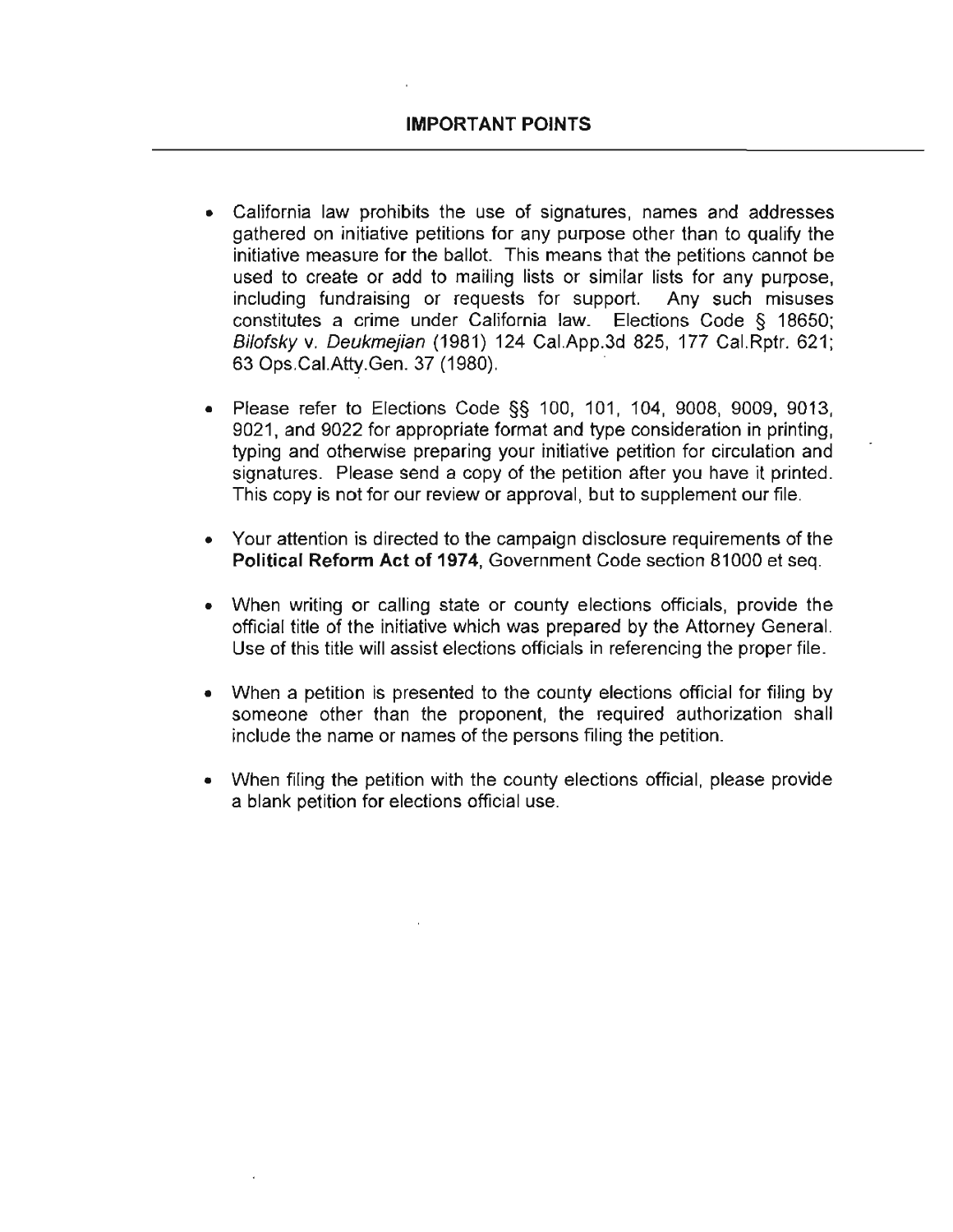## IMPORTANT POINTS

- California law prohibits the use of signatures, names and addresses gathered on initiative petitions for any purpose other than to qualify the initiative measure for the ballot. This means that the petitions cannot be used to create or add to mailing lists or similar lists for any purpose, including fundraising or requests for support. Any such misuses constitutes a crime under California law. Elections Code § 18650; *Bilofsky* v. *Deukmejian* (1981) 124 Cal.App.3d 825, 177 Cal.Rptr. 621; 63 Ops.Cal.Atty.Gen. 37 (1980).

- Please refer to Elections Code §§ 100, 101, 104, 9008, 9009, 9013, 9021, and 9022 for appropriate format and type consideration in printing, typing and otherwise preparing your initiative petition for circulation and signatures. Please send a copy of the petition after you have it printed. This copy is not for our review or approval, but to supplement our file.

- Your attention is directed to the campaign disclosure requirements of the **Political Reform Act of 1974**, Government Code section 81000 et seq.

- When writing or calling state or county elections officials, provide the official title of the initiative which was prepared by the Attorney General. Use of this title will assist elections officials in referencing the proper file.

- When a petition is presented to the county elections official for filing by someone other than the proponent, the required authorization shall include the name or names of the persons filing the petition.

- When filing the petition with the county elections official, please provide a blank petition for elections official use.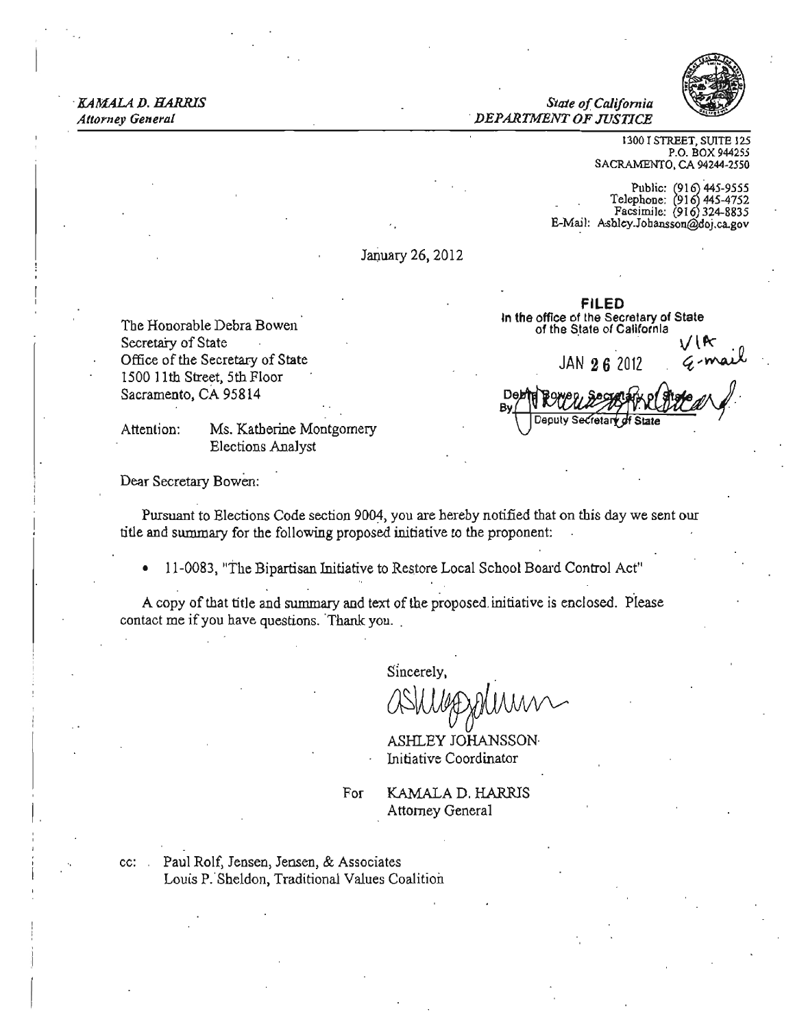*KAMALA D. HARRIS*
*Attorney General*

*State of California*
*DEPARTMENT OF JUSTICE*

1300 I STREET, SUITE 125
P.O. BOX 944255
SACRAMENTO, CA 94244-2550

Public: (916) 445-9555
Telephone: (916) 445-4752
Facsimile: (916) 324-8835
E-Mail: Ashley.Johansson@doj.ca.gov

January 26, 2012

**FILED**
In the office of the Secretary of State
of the State of California

JAN 26 2012

VIA e-mail

Debra Bowen, Secretary of State
By [signature]
Deputy Secretary of State

The Honorable Debra Bowen
Secretary of State
Office of the Secretary of State
1500 11th Street, 5th Floor
Sacramento, CA 95814

Attention: Ms. Katherine Montgomery
Elections Analyst

Dear Secretary Bowen:

Pursuant to Elections Code section 9004, you are hereby notified that on this day we sent our title and summary for the following proposed initiative to the proponent:

- 11-0083, "The Bipartisan Initiative to Restore Local School Board Control Act"

A copy of that title and summary and text of the proposed initiative is enclosed. Please contact me if you have questions. Thank you.

Sincerely,

[signature]

ASHLEY JOHANSSON
Initiative Coordinator

For KAMALA D. HARRIS
Attorney General

cc: Paul Rolf, Jensen, Jensen, & Associates
Louis P. Sheldon, Traditional Values Coalition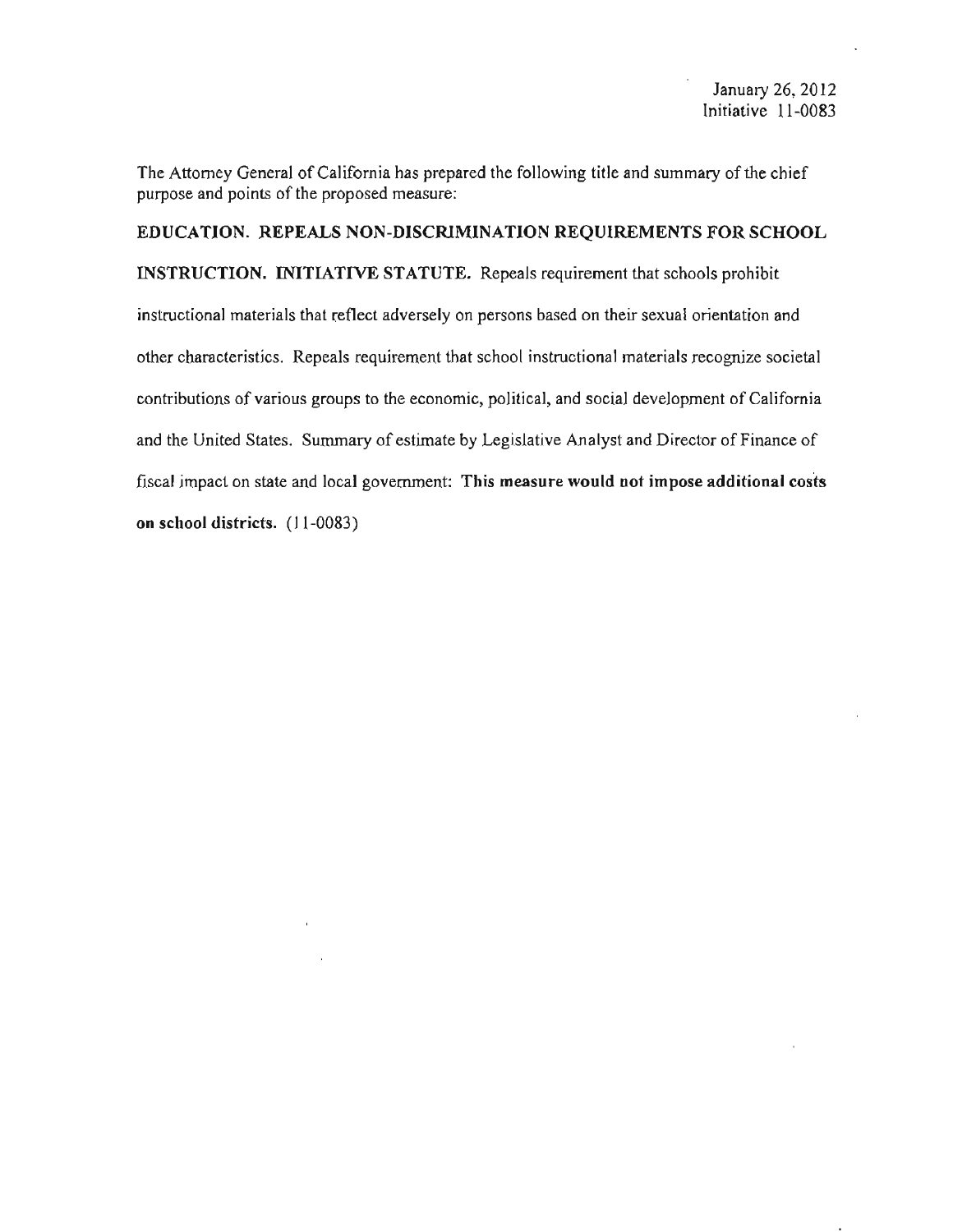January 26, 2012
Initiative 11-0083

The Attorney General of California has prepared the following title and summary of the chief purpose and points of the proposed measure:

**EDUCATION. REPEALS NON-DISCRIMINATION REQUIREMENTS FOR SCHOOL INSTRUCTION. INITIATIVE STATUTE.** Repeals requirement that schools prohibit instructional materials that reflect adversely on persons based on their sexual orientation and other characteristics. Repeals requirement that school instructional materials recognize societal contributions of various groups to the economic, political, and social development of California and the United States. Summary of estimate by Legislative Analyst and Director of Finance of fiscal impact on state and local government: **This measure would not impose additional costs on school districts.** (11-0083)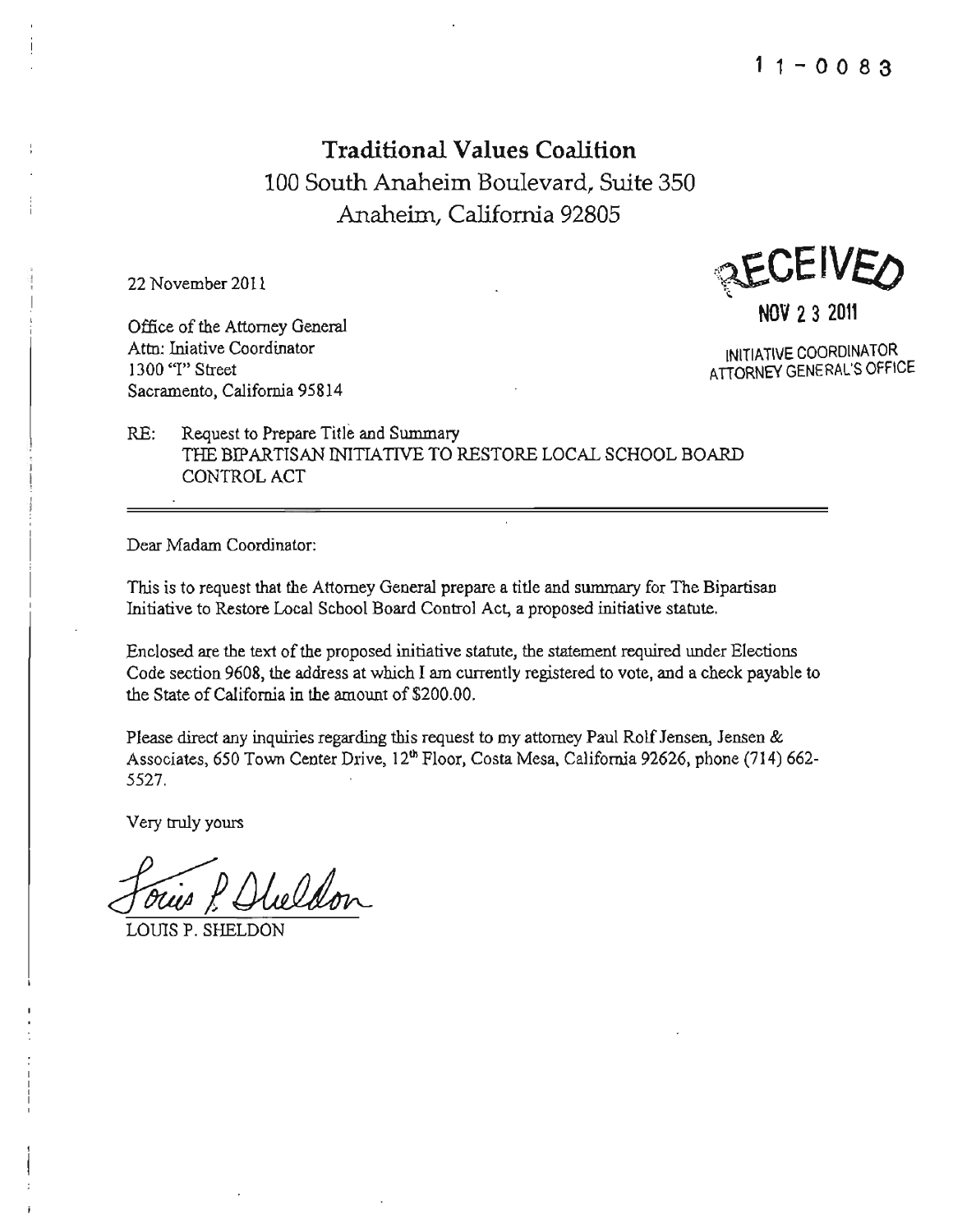11-0083

# Traditional Values Coalition

100 South Anaheim Boulevard, Suite 350
Anaheim, California 92805

22 November 2011

RECEIVED
NOV 23 2011
INITIATIVE COORDINATOR
ATTORNEY GENERAL'S OFFICE

Office of the Attorney General
Attn: Iniative Coordinator
1300 "I" Street
Sacramento, California 95814

RE: Request to Prepare Title and Summary
THE BIPARTISAN INITIATIVE TO RESTORE LOCAL SCHOOL BOARD CONTROL ACT

Dear Madam Coordinator:

This is to request that the Attorney General prepare a title and summary for The Bipartisan Initiative to Restore Local School Board Control Act, a proposed initiative statute.

Enclosed are the text of the proposed initiative statute, the statement required under Elections Code section 9608, the address at which I am currently registered to vote, and a check payable to the State of California in the amount of $200.00.

Please direct any inquiries regarding this request to my attorney Paul Rolf Jensen, Jensen & Associates, 650 Town Center Drive, 12th Floor, Costa Mesa, California 92626, phone (714) 662-5527.

Very truly yours

Louis P. Sheldon

LOUIS P. SHELDON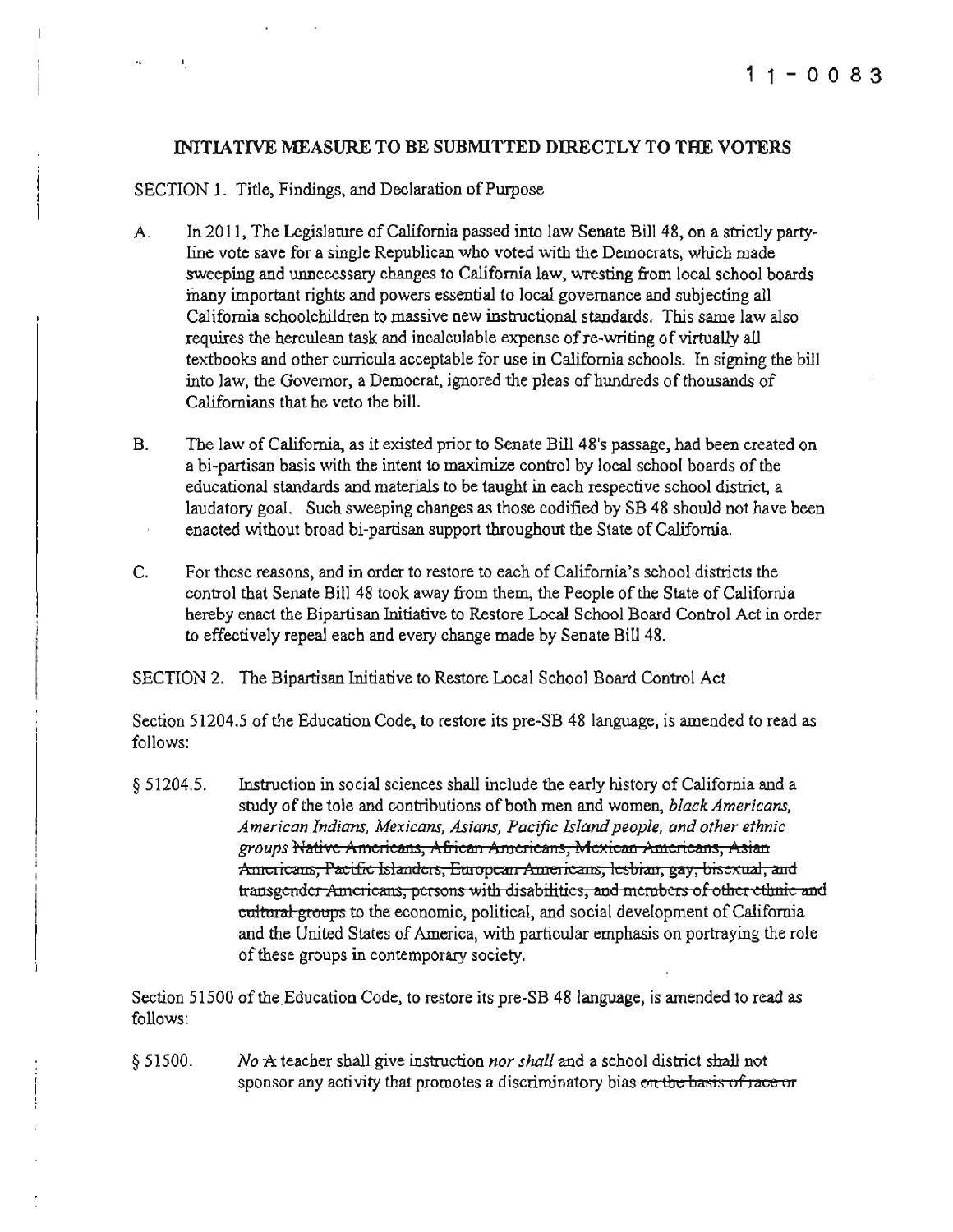## INITIATIVE MEASURE TO BE SUBMITTED DIRECTLY TO THE VOTERS

SECTION 1. Title, Findings, and Declaration of Purpose

A. In 2011, The Legislature of California passed into law Senate Bill 48, on a strictly party-line vote save for a single Republican who voted with the Democrats, which made sweeping and unnecessary changes to California law, wresting from local school boards many important rights and powers essential to local governance and subjecting all California schoolchildren to massive new instructional standards. This same law also requires the herculean task and incalculable expense of re-writing of virtually all textbooks and other curricula acceptable for use in California schools. In signing the bill into law, the Governor, a Democrat, ignored the pleas of hundreds of thousands of Californians that he veto the bill.

B. The law of California, as it existed prior to Senate Bill 48's passage, had been created on a bi-partisan basis with the intent to maximize control by local school boards of the educational standards and materials to be taught in each respective school district, a laudatory goal. Such sweeping changes as those codified by SB 48 should not have been enacted without broad bi-partisan support throughout the State of California.

C. For these reasons, and in order to restore to each of California's school districts the control that Senate Bill 48 took away from them, the People of the State of California hereby enact the Bipartisan Initiative to Restore Local School Board Control Act in order to effectively repeal each and every change made by Senate Bill 48.

SECTION 2. The Bipartisan Initiative to Restore Local School Board Control Act

Section 51204.5 of the Education Code, to restore its pre-SB 48 language, is amended to read as follows:

§ 51204.5. Instruction in social sciences shall include the early history of California and a study of the tole and contributions of both men and women, *black Americans, American Indians, Mexicans, Asians, Pacific Island people, and other ethnic groups* ~~Native Americans, African Americans, Mexican Americans, Asian Americans, Pacific Islanders, European Americans, lesbian, gay, bisexual, and transgender Americans, persons with disabilities, and members of other ethnic and cultural groups~~ to the economic, political, and social development of California and the United States of America, with particular emphasis on portraying the role of these groups in contemporary society.

Section 51500 of the Education Code, to restore its pre-SB 48 language, is amended to read as follows:

§ 51500. *No* ~~A~~ teacher shall give instruction *nor shall* ~~and~~ a school district ~~shall not~~ sponsor any activity that promotes a discriminatory bias ~~on the basis of race or~~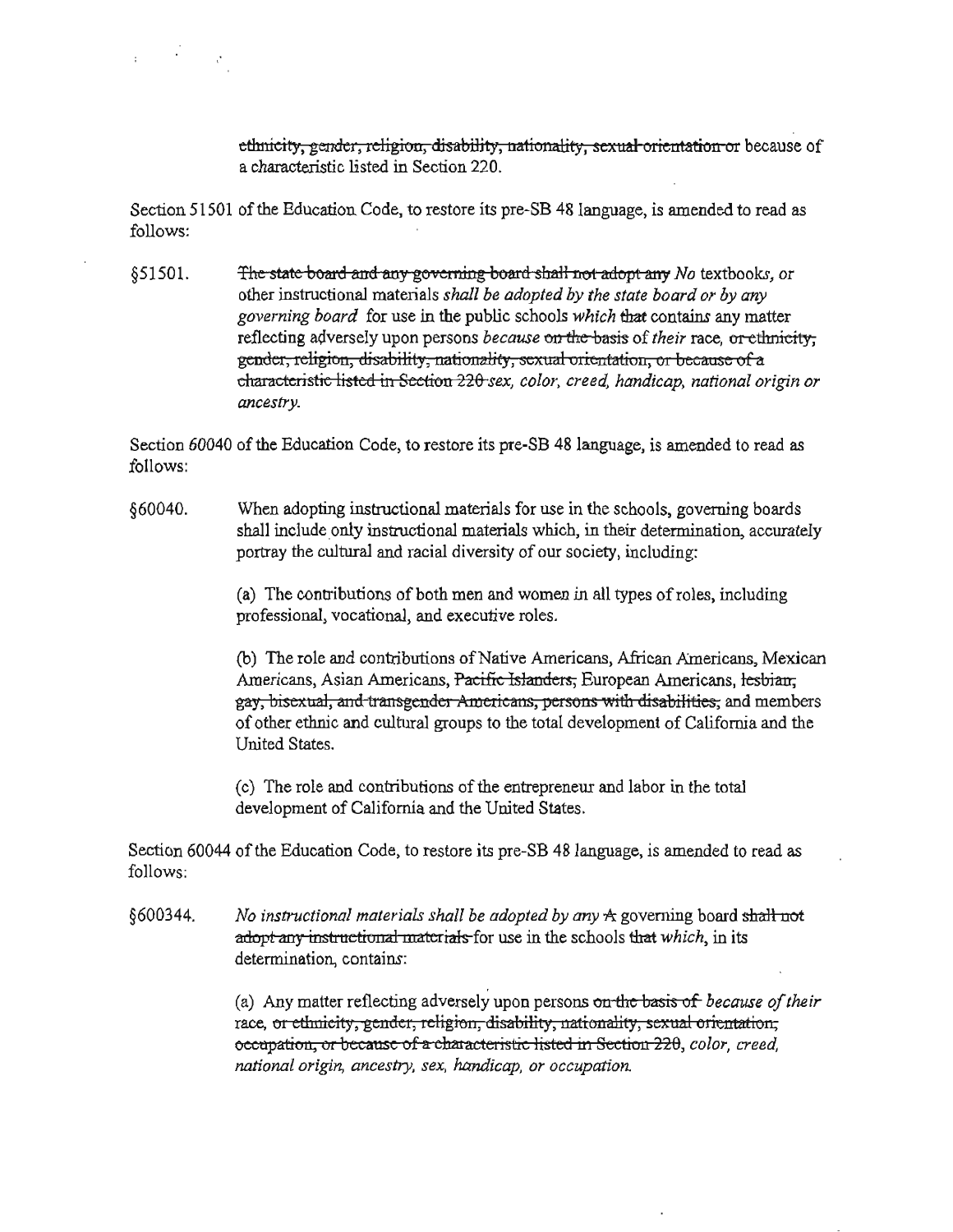~~ethnicity, gender, religion, disability, nationality, sexual orientation or~~ because of a characteristic listed in Section 220.

Section 51501 of the Education Code, to restore its pre-SB 48 language, is amended to read as follows:

§51501. ~~The state board and any governing board shall not adopt any~~ *No* textbook*s*, or other instructional materials *shall be adopted by the state board or by any governing board* for use in the public schools *which* ~~that~~ contain*s* any matter reflecting adversely upon persons *because* ~~on the basis~~ of *their* race, ~~or ethnicity, gender, religion, disability, nationality, sexual orientation, or because of a characteristic listed in Section 220~~ *sex, color, creed, handicap, national origin or ancestry.*

Section 60040 of the Education Code, to restore its pre-SB 48 language, is amended to read as follows:

§60040. When adopting instructional materials for use in the schools, governing boards shall include only instructional materials which, in their determination, accurately portray the cultural and racial diversity of our society, including:

(a) The contributions of both men and women in all types of roles, including professional, vocational, and executive roles.

(b) The role and contributions of Native Americans, African Americans, Mexican Americans, Asian Americans, ~~Pacific Islanders,~~ European Americans, ~~lesbian, gay, bisexual, and transgender Americans, persons with disabilities,~~ and members of other ethnic and cultural groups to the total development of California and the United States.

(c) The role and contributions of the entrepreneur and labor in the total development of California and the United States.

Section 60044 of the Education Code, to restore its pre-SB 48 language, is amended to read as follows:

§600344. *No instructional materials shall be adopted by any* ~~A~~ governing board ~~shall not adopt any instructional materials~~ for use in the schools ~~that~~ *which*, in its determination, contain*s*:

(a) Any matter reflecting adversely upon persons ~~on the basis of~~ *because of their* race, ~~or ethnicity, gender, religion, disability, nationality, sexual orientation, occupation, or because of a characteristic listed in Section 220~~, *color, creed, national origin, ancestry, sex, handicap, or occupation.*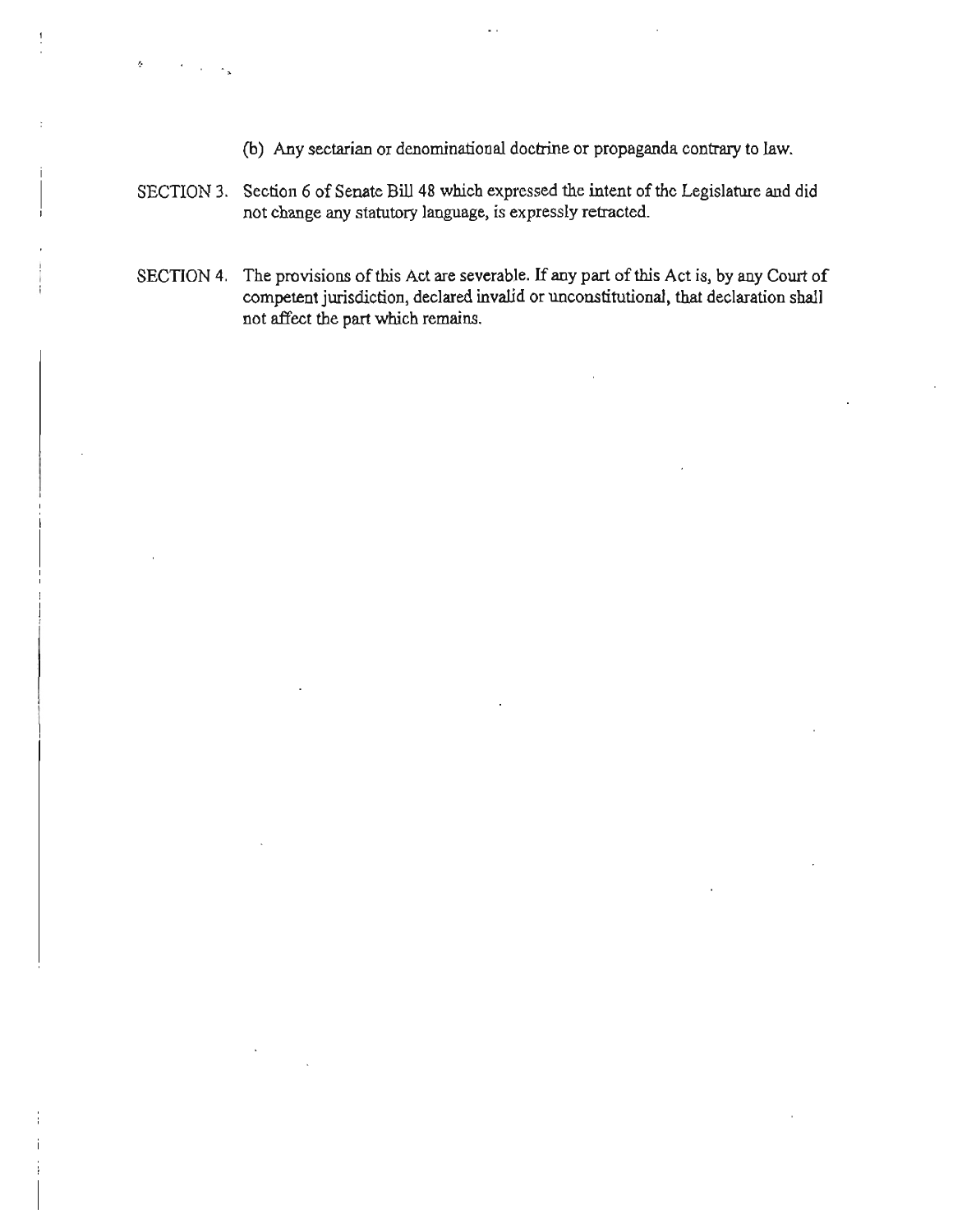(b) Any sectarian or denominational doctrine or propaganda contrary to law.

SECTION 3. Section 6 of Senate Bill 48 which expressed the intent of the Legislature and did not change any statutory language, is expressly retracted.

SECTION 4. The provisions of this Act are severable. If any part of this Act is, by any Court of competent jurisdiction, declared invalid or unconstitutional, that declaration shall not affect the part which remains.